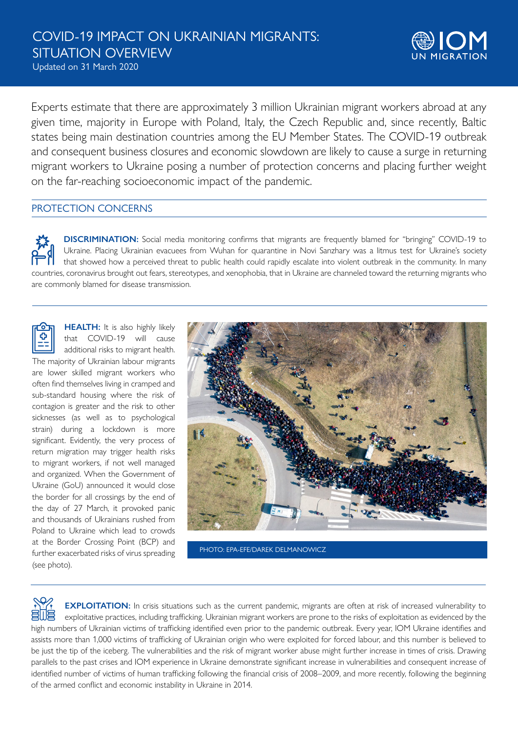# COVID-19 IMPACT ON UKRAINIAN MIGRANTS: SITUATION OVERVIEW

Updated on 31 March 2020

Experts estimate that there are approximately 3 million Ukrainian migrant workers abroad at any given time, majority in Europe with Poland, Italy, the Czech Republic and, since recently, Baltic states being main destination countries among the EU Member States. The COVID-19 outbreak and consequent business closures and economic slowdown are likely to cause a surge in returning migrant workers to Ukraine posing a number of protection concerns and placing further weight on the far-reaching socioeconomic impact of the pandemic.

## PROTECTION CONCERNS

**DISCRIMINATION:** Social media monitoring confirms that migrants are frequently blamed for "bringing" COVID-19 to Ukraine. Placing Ukrainian evacuees from Wuhan for quarantine in Novi Sanzhary was a litmus test for Ukraine's society that showed how a perceived threat to public health could rapidly escalate into violent outbreak in the community. In many countries, coronavirus brought out fears, stereotypes, and xenophobia, that in Ukraine are channeled toward the returning migrants who are commonly blamed for disease transmission.

**HEALTH:** It is also highly likely that COVID-19 will cause additional risks to migrant health. The majority of Ukrainian labour migrants are lower skilled migrant workers who often find themselves living in cramped and sub-standard housing where the risk of contagion is greater and the risk to other sicknesses (as well as to psychological strain) during a lockdown is more significant. Evidently, the very process of return migration may trigger health risks to migrant workers, if not well managed and organized. When the Government of Ukraine (GoU) announced it would close the border for all crossings by the end of the day of 27 March, it provoked panic and thousands of Ukrainians rushed from Poland to Ukraine which lead to crowds at the Border Crossing Point (BCP) and further exacerbated risks of virus spreading (see photo).

PHOTO: EPA-EFE/DAREK DELMANOWICZ

**EXPLOITATION:** In crisis situations such as the current pandemic, migrants are often at risk of increased vulnerability to exploitative practices, including trafficking. Ukrainian migrant workers are prone to the risks of exploitation as evidenced by the high numbers of Ukrainian victims of trafficking identified even prior to the pandemic outbreak. Every year, IOM Ukraine identifies and assists more than 1,000 victims of trafficking of Ukrainian origin who were exploited for forced labour, and this number is believed to be just the tip of the iceberg. The vulnerabilities and the risk of migrant worker abuse might further increase in times of crisis. Drawing parallels to the past crises and IOM experience in Ukraine demonstrate significant increase in vulnerabilities and consequent increase of identified number of victims of human trafficking following the financial crisis of 2008–2009, and more recently, following the beginning of the armed conflict and economic instability in Ukraine in 2014.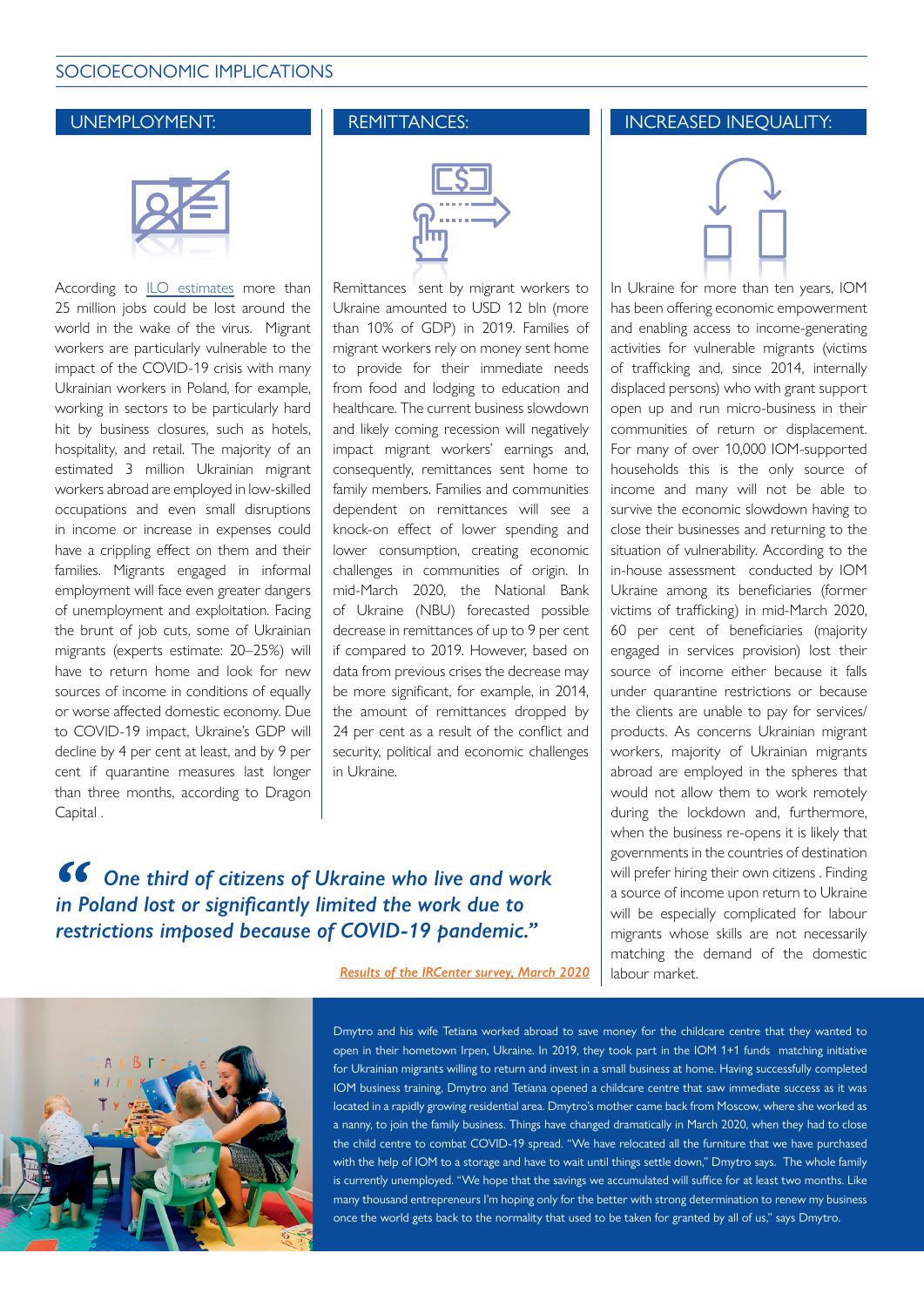## SOCIOECONOMIC IMPLICATIONS

### UNEMPLOYMENT:

According to ILO estimates more than 25 million jobs could be lost around the world in the wake of the virus. Migrant workers are particularly vulnerable to the impact of the COVID-19 crisis with many Ukrainian workers in Poland, for example, working in sectors to be particularly hard hit by business closures, such as hotels, hospitality, and retail. The majority of an estimated 3 million Ukrainian migrant workers abroad are employed in low-skilled occupations and even small disruptions in income or increase in expenses could have a crippling effect on them and their families. Migrants engaged in informal employment will face even greater dangers of unemployment and exploitation. Facing the brunt of job cuts, some of Ukrainian migrants (experts estimate: 20–25%) will have to return home and look for new sources of income in conditions of equally or worse affected domestic economy. Due to COVID-19 impact, Ukraine's GDP will decline by 4 per cent at least, and by 9 per cent if quarantine measures last longer than three months, according to Dragon Capital .

### REMITTANCES:

Remittances sent by migrant workers to Ukraine amounted to USD 12 bln (more than 10% of GDP) in 2019. Families of migrant workers rely on money sent home to provide for their immediate needs from food and lodging to education and healthcare. The current business slowdown and likely coming recession will negatively impact migrant workers' earnings and, consequently, remittances sent home to family members. Families and communities dependent on remittances will see a knock-on effect of lower spending and lower consumption, creating economic challenges in communities of origin. In mid-March 2020, the National Bank of Ukraine (NBU) forecasted possible decrease in remittances of up to 9 per cent if compared to 2019. However, based on data from previous crises the decrease may be more significant, for example, in 2014, the amount of remittances dropped by 24 per cent as a result of the conflict and security, political and economic challenges in Ukraine.

### INCREASED INEQUALITY:

In Ukraine for more than ten years, IOM has been offering economic empowerment and enabling access to income-generating activities for vulnerable migrants (victims of trafficking and, since 2014, internally displaced persons) who with grant support open up and run micro-business in their communities of return or displacement. For many of over 10,000 IOM-supported households this is the only source of income and many will not be able to survive the economic slowdown having to close their businesses and returning to the situation of vulnerability. According to the in-house assessment conducted by IOM Ukraine among its beneficiaries (former victims of trafficking) in mid-March 2020, 60 per cent of beneficiaries (majority engaged in services provision) lost their source of income either because it falls under quarantine restrictions or because the clients are unable to pay for services/ products. As concerns Ukrainian migrant workers, majority of Ukrainian migrants abroad are employed in the spheres that would not allow them to work remotely during the lockdown and, furthermore, when the business re-opens it is likely that governments in the countries of destination will prefer hiring their own citizens . Finding a source of income upon return to Ukraine will be especially complicated for labour migrants whose skills are not necessarily matching the demand of the domestic labour market.

> ***"One third of citizens of Ukraine who live and work in Poland lost or significantly limited the work due to restrictions imposed because of COVID-19 pandemic."***
>
> *Results of the IRCenter survey, March 2020*

Dmytro and his wife Tetiana worked abroad to save money for the childcare centre that they wanted to open in their hometown Irpen, Ukraine. In 2019, they took part in the IOM 1+1 funds matching initiative for Ukrainian migrants willing to return and invest in a small business at home. Having successfully completed IOM business training, Dmytro and Tetiana opened a childcare centre that saw immediate success as it was located in a rapidly growing residential area. Dmytro's mother came back from Moscow, where she worked as a nanny, to join the family business. Things have changed dramatically in March 2020, when they had to close the child centre to combat COVID-19 spread. "We have relocated all the furniture that we have purchased with the help of IOM to a storage and have to wait until things settle down," Dmytro says. The whole family is currently unemployed. "We hope that the savings we accumulated will suffice for at least two months. Like many thousand entrepreneurs I'm hoping only for the better with strong determination to renew my business once the world gets back to the normality that used to be taken for granted by all of us," says Dmytro.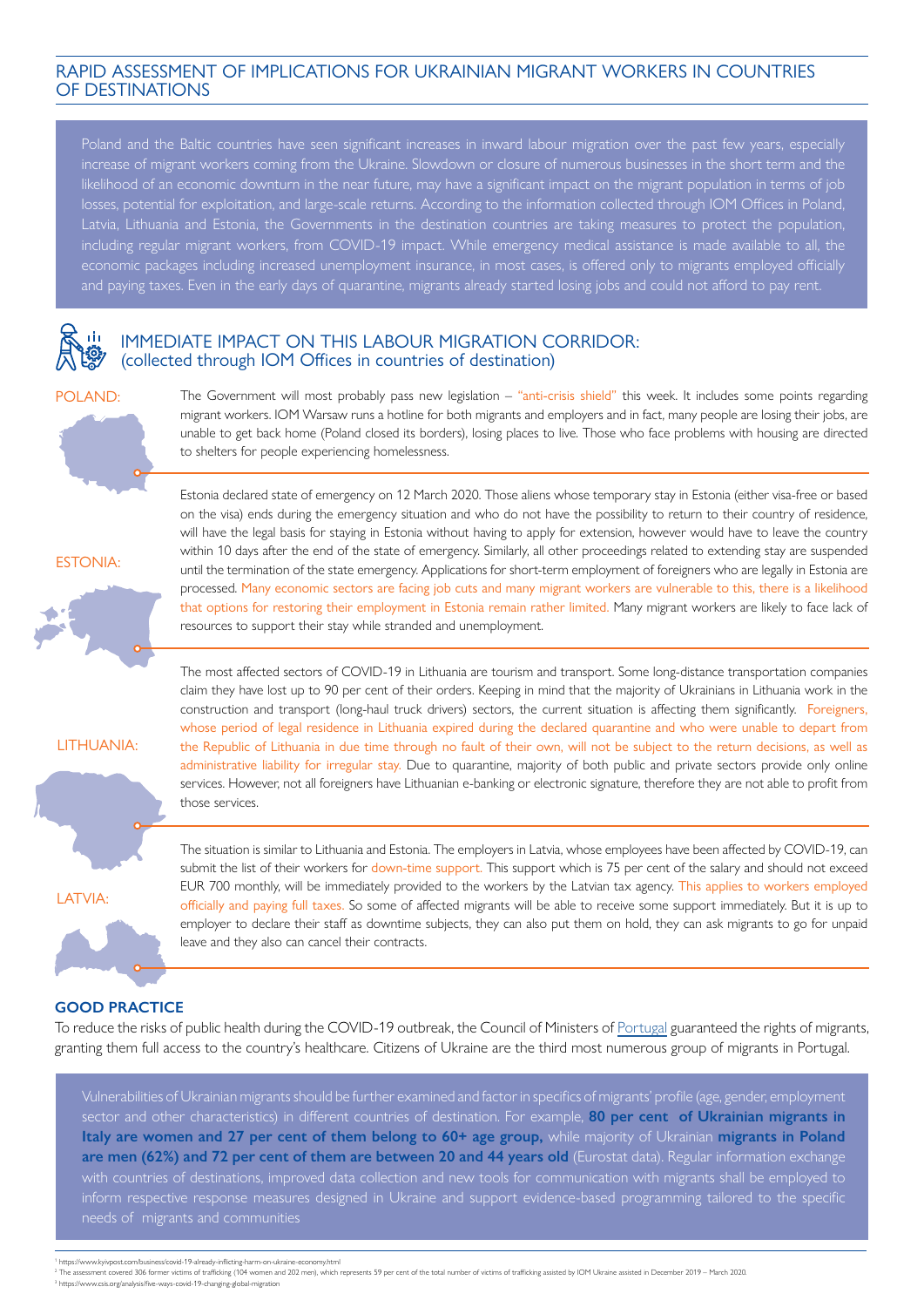# RAPID ASSESSMENT OF IMPLICATIONS FOR UKRAINIAN MIGRANT WORKERS IN COUNTRIES OF DESTINATIONS

Poland and the Baltic countries have seen significant increases in inward labour migration over the past few years, especially increase of migrant workers coming from the Ukraine. Slowdown or closure of numerous businesses in the short term and the likelihood of an economic downturn in the near future, may have a significant impact on the migrant population in terms of job losses, potential for exploitation, and large-scale returns. According to the information collected through IOM Offices in Poland, Latvia, Lithuania and Estonia, the Governments in the destination countries are taking measures to protect the population, including regular migrant workers, from COVID-19 impact. While emergency medical assistance is made available to all, the economic packages including increased unemployment insurance, in most cases, is offered only to migrants employed officially and paying taxes. Even in the early days of quarantine, migrants already started losing jobs and could not afford to pay rent.

## IMMEDIATE IMPACT ON THIS LABOUR MIGRATION CORRIDOR: (collected through IOM Offices in countries of destination)

**POLAND:**

The Government will most probably pass new legislation – "anti-crisis shield" this week. It includes some points regarding migrant workers. IOM Warsaw runs a hotline for both migrants and employers and in fact, many people are losing their jobs, are unable to get back home (Poland closed its borders), losing places to live. Those who face problems with housing are directed to shelters for people experiencing homelessness.

**ESTONIA:**

Estonia declared state of emergency on 12 March 2020. Those aliens whose temporary stay in Estonia (either visa-free or based on the visa) ends during the emergency situation and who do not have the possibility to return to their country of residence, will have the legal basis for staying in Estonia without having to apply for extension, however would have to leave the country within 10 days after the end of the state of emergency. Similarly, all other proceedings related to extending stay are suspended until the termination of the state emergency. Applications for short-term employment of foreigners who are legally in Estonia are processed. Many economic sectors are facing job cuts and many migrant workers are vulnerable to this, there is a likelihood that options for restoring their employment in Estonia remain rather limited. Many migrant workers are likely to face lack of resources to support their stay while stranded and unemployment.

**LITHUANIA:**

The most affected sectors of COVID-19 in Lithuania are tourism and transport. Some long-distance transportation companies claim they have lost up to 90 per cent of their orders. Keeping in mind that the majority of Ukrainians in Lithuania work in the construction and transport (long-haul truck drivers) sectors, the current situation is affecting them significantly. Foreigners, whose period of legal residence in Lithuania expired during the declared quarantine and who were unable to depart from the Republic of Lithuania in due time through no fault of their own, will not be subject to the return decisions, as well as administrative liability for irregular stay. Due to quarantine, majority of both public and private sectors provide only online services. However, not all foreigners have Lithuanian e-banking or electronic signature, therefore they are not able to profit from those services.

**LATVIA:**

The situation is similar to Lithuania and Estonia. The employers in Latvia, whose employees have been affected by COVID-19, can submit the list of their workers for down-time support. This support which is 75 per cent of the salary and should not exceed EUR 700 monthly, will be immediately provided to the workers by the Latvian tax agency. This applies to workers employed officially and paying full taxes. So some of affected migrants will be able to receive some support immediately. But it is up to employer to declare their staff as downtime subjects, they can also put them on hold, they can ask migrants to go for unpaid leave and they also can cancel their contracts.

### GOOD PRACTICE

To reduce the risks of public health during the COVID-19 outbreak, the Council of Ministers of Portugal guaranteed the rights of migrants, granting them full access to the country's healthcare. Citizens of Ukraine are the third most numerous group of migrants in Portugal.

Vulnerabilities of Ukrainian migrants should be further examined and factor in specifics of migrants' profile (age, gender, employment sector and other characteristics) in different countries of destination. For example, **80 per cent of Ukrainian migrants in Italy are women and 27 per cent of them belong to 60+ age group,** while majority of Ukrainian **migrants in Poland are men (62%) and 72 per cent of them are between 20 and 44 years old** (Eurostat data). Regular information exchange with countries of destinations, improved data collection and new tools for communication with migrants shall be employed to inform respective response measures designed in Ukraine and support evidence-based programming tailored to the specific needs of migrants and communities

---

[1] https://www.kyivpost.com/business/covid-19-already-inflicting-harm-on-ukraine-economy.html

[2] The assessment covered 306 former victims of trafficking (104 women and 202 men), which represents 59 per cent of the total number of victims of trafficking assisted by IOM Ukraine assisted in December 2019 – March 2020.

[3] https://www.csis.org/analysis/five-ways-covid-19-changing-global-migration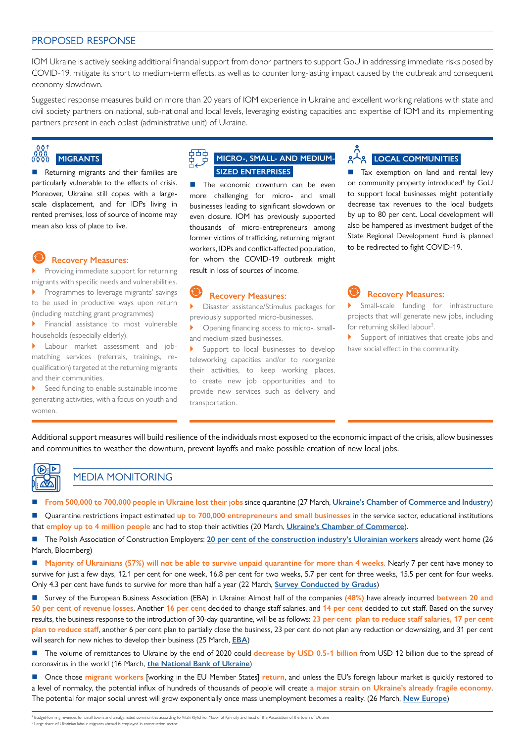## PROPOSED RESPONSE

IOM Ukraine is actively seeking additional financial support from donor partners to support GoU in addressing immediate risks posed by COVID-19, mitigate its short to medium-term effects, as well as to counter long-lasting impact caused by the outbreak and consequent economy slowdown.

Suggested response measures build on more than 20 years of IOM experience in Ukraine and excellent working relations with state and civil society partners on national, sub-national and local levels, leveraging existing capacities and expertise of IOM and its implementing partners present in each oblast (administrative unit) of Ukraine.

### MIGRANTS

- Returning migrants and their families are particularly vulnerable to the effects of crisis. Moreover, Ukraine still copes with a large-scale displacement, and for IDPs living in rented premises, loss of source of income may mean also loss of place to live.

**Recovery Measures:**

- Providing immediate support for returning migrants with specific needs and vulnerabilities.
- Programmes to leverage migrants' savings to be used in productive ways upon return (including matching grant programmes)
- Financial assistance to most vulnerable households (especially elderly).
- Labour market assessment and job-matching services (referrals, trainings, re-qualification) targeted at the returning migrants and their communities.
- Seed funding to enable sustainable income generating activities, with a focus on youth and women.

### MICRO-, SMALL- AND MEDIUM-SIZED ENTERPRISES

- The economic downturn can be even more challenging for micro- and small businesses leading to significant slowdown or even closure. IOM has previously supported thousands of micro-entrepreneurs among former victims of trafficking, returning migrant workers, IDPs and conflict-affected population, for whom the COVID-19 outbreak might result in loss of sources of income.

**Recovery Measures:**

- Disaster assistance/Stimulus packages for previously supported micro-businesses.
- Opening financing access to micro-, small- and medium-sized businesses.
- Support to local businesses to develop teleworking capacities and/or to reorganize their activities, to keep working places, to create new job opportunities and to provide new services such as delivery and transportation.

### LOCAL COMMUNITIES

- Tax exemption on land and rental levy on community property introduced[1] by GoU to support local businesses might potentially decrease tax revenues to the local budgets by up to 80 per cent. Local development will also be hampered as investment budget of the State Regional Development Fund is planned to be redirected to fight COVID-19.

**Recovery Measures:**

- Small-scale funding for infrastructure projects that will generate new jobs, including for returning skilled labour[2].
- Support of initiatives that create jobs and have social effect in the community.

Additional support measures will build resilience of the individuals most exposed to the economic impact of the crisis, allow businesses and communities to weather the downturn, prevent layoffs and make possible creation of new local jobs.

## MEDIA MONITORING

- **From 500,000 to 700,000 people in Ukraine lost their jobs** since quarantine (27 March, **Ukraine's Chamber of Commerce and Industry**)
- Quarantine restrictions impact estimated **up to 700,000 entrepreneurs and small businesses** in the service sector, educational institutions that **employ up to 4 million people** and had to stop their activities (20 March, **Ukraine's Chamber of Commerce**).
- The Polish Association of Construction Employers: **20 per cent of the construction industry's Ukrainian workers** already went home (26 March, Bloomberg)
- **Majority of Ukrainians (57%) will not be able to survive unpaid quarantine for more than 4 weeks.** Nearly 7 per cent have money to survive for just a few days, 12.1 per cent for one week, 16.8 per cent for two weeks, 5.7 per cent for three weeks, 15.5 per cent for four weeks. Only 4.3 per cent have funds to survive for more than half a year (22 March, **Survey Conducted by Gradus**)
- Survey of the European Business Association (EBA) in Ukraine: Almost half of the companies **(48%)** have already incurred **between 20 and 50 per cent of revenue losses**. Another **16 per cent** decided to change staff salaries, and **14 per cent** decided to cut staff. Based on the survey results, the business response to the introduction of 30-day quarantine, will be as follows: **23 per cent plan to reduce staff salaries, 17 per cent plan to reduce staff**, another 6 per cent plan to partially close the business, 23 per cent do not plan any reduction or downsizing, and 31 per cent will search for new niches to develop their business (25 March, **EBA**)
- The volume of remittances to Ukraine by the end of 2020 could **decrease by USD 0.5-1 billion** from USD 12 billion due to the spread of coronavirus in the world (16 March, **the National Bank of Ukraine**)
- Once those **migrant workers** [working in the EU Member States] **return**, and unless the EU's foreign labour market is quickly restored to a level of normalcy, the potential influx of hundreds of thousands of people will create **a major strain on Ukraine's already fragile economy**. The potential for major social unrest will grow exponentially once mass unemployment becomes a reality. (26 March, **New Europe**)

[4] Budget-forming revenues for small towns and amalgamated communities according to Vitali Klytchko, Mayor of Kyiv city and head of the Association of the town of Ukraine

[5] Large share of Ukrainian labour migrants abroad is employed in construction sector